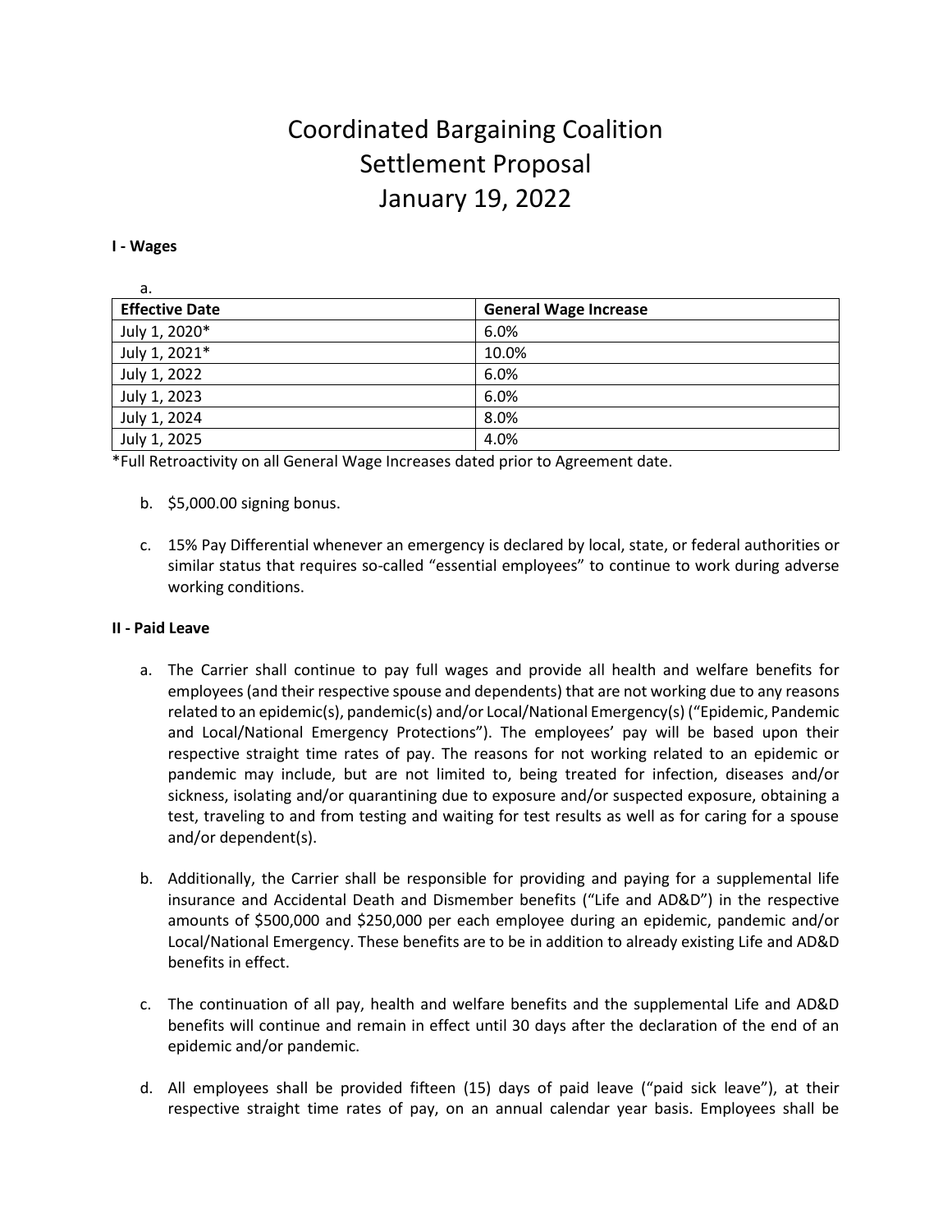# Coordinated Bargaining Coalition
# Settlement Proposal
# January 19, 2022

**I - Wages**

a.

| **Effective Date** | **General Wage Increase** |
|---|---|
| July 1, 2020* | 6.0% |
| July 1, 2021* | 10.0% |
| July 1, 2022 | 6.0% |
| July 1, 2023 | 6.0% |
| July 1, 2024 | 8.0% |
| July 1, 2025 | 4.0% |

*Full Retroactivity on all General Wage Increases dated prior to Agreement date.

b. $5,000.00 signing bonus.

c. 15% Pay Differential whenever an emergency is declared by local, state, or federal authorities or similar status that requires so-called "essential employees" to continue to work during adverse working conditions.

**II - Paid Leave**

a. The Carrier shall continue to pay full wages and provide all health and welfare benefits for employees (and their respective spouse and dependents) that are not working due to any reasons related to an epidemic(s), pandemic(s) and/or Local/National Emergency(s) ("Epidemic, Pandemic and Local/National Emergency Protections"). The employees' pay will be based upon their respective straight time rates of pay. The reasons for not working related to an epidemic or pandemic may include, but are not limited to, being treated for infection, diseases and/or sickness, isolating and/or quarantining due to exposure and/or suspected exposure, obtaining a test, traveling to and from testing and waiting for test results as well as for caring for a spouse and/or dependent(s).

b. Additionally, the Carrier shall be responsible for providing and paying for a supplemental life insurance and Accidental Death and Dismember benefits ("Life and AD&D") in the respective amounts of $500,000 and $250,000 per each employee during an epidemic, pandemic and/or Local/National Emergency. These benefits are to be in addition to already existing Life and AD&D benefits in effect.

c. The continuation of all pay, health and welfare benefits and the supplemental Life and AD&D benefits will continue and remain in effect until 30 days after the declaration of the end of an epidemic and/or pandemic.

d. All employees shall be provided fifteen (15) days of paid leave ("paid sick leave"), at their respective straight time rates of pay, on an annual calendar year basis. Employees shall be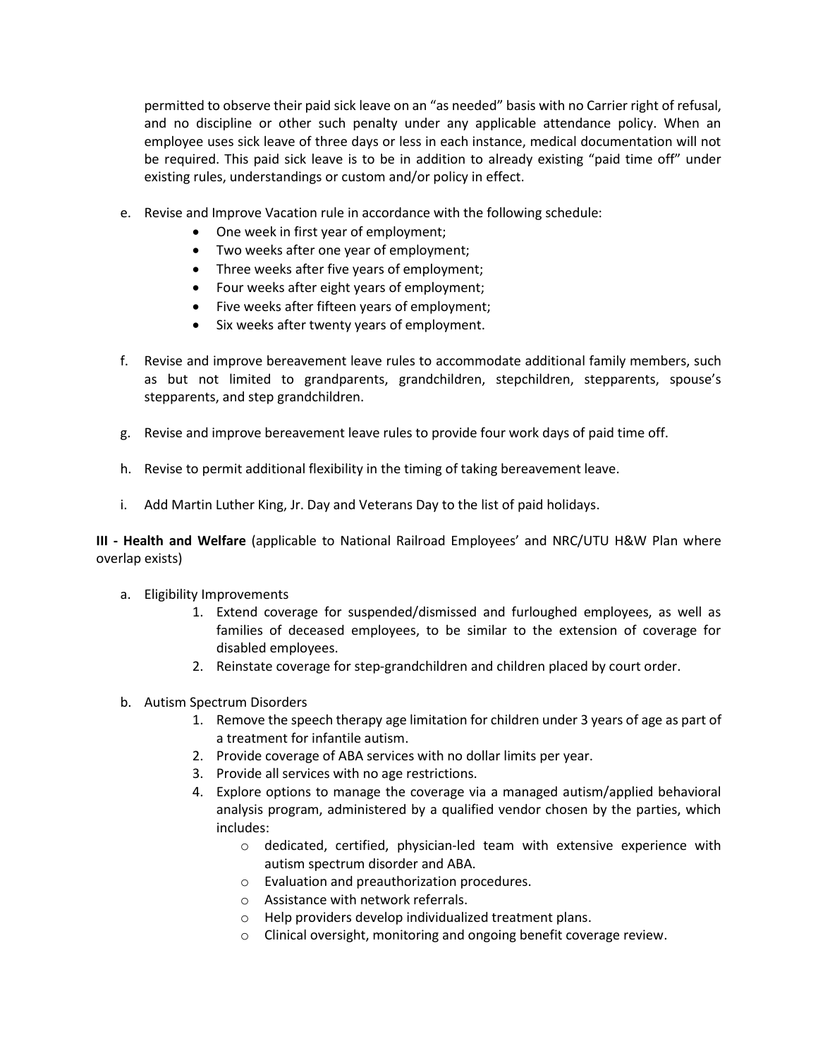permitted to observe their paid sick leave on an "as needed" basis with no Carrier right of refusal, and no discipline or other such penalty under any applicable attendance policy. When an employee uses sick leave of three days or less in each instance, medical documentation will not be required. This paid sick leave is to be in addition to already existing "paid time off" under existing rules, understandings or custom and/or policy in effect.

e. Revise and Improve Vacation rule in accordance with the following schedule:
   - One week in first year of employment;
   - Two weeks after one year of employment;
   - Three weeks after five years of employment;
   - Four weeks after eight years of employment;
   - Five weeks after fifteen years of employment;
   - Six weeks after twenty years of employment.

f. Revise and improve bereavement leave rules to accommodate additional family members, such as but not limited to grandparents, grandchildren, stepchildren, stepparents, spouse's stepparents, and step grandchildren.

g. Revise and improve bereavement leave rules to provide four work days of paid time off.

h. Revise to permit additional flexibility in the timing of taking bereavement leave.

i. Add Martin Luther King, Jr. Day and Veterans Day to the list of paid holidays.

**III - Health and Welfare** (applicable to National Railroad Employees' and NRC/UTU H&W Plan where overlap exists)

a. Eligibility Improvements
   1. Extend coverage for suspended/dismissed and furloughed employees, as well as families of deceased employees, to be similar to the extension of coverage for disabled employees.
   2. Reinstate coverage for step-grandchildren and children placed by court order.

b. Autism Spectrum Disorders
   1. Remove the speech therapy age limitation for children under 3 years of age as part of a treatment for infantile autism.
   2. Provide coverage of ABA services with no dollar limits per year.
   3. Provide all services with no age restrictions.
   4. Explore options to manage the coverage via a managed autism/applied behavioral analysis program, administered by a qualified vendor chosen by the parties, which includes:
      - dedicated, certified, physician-led team with extensive experience with autism spectrum disorder and ABA.
      - Evaluation and preauthorization procedures.
      - Assistance with network referrals.
      - Help providers develop individualized treatment plans.
      - Clinical oversight, monitoring and ongoing benefit coverage review.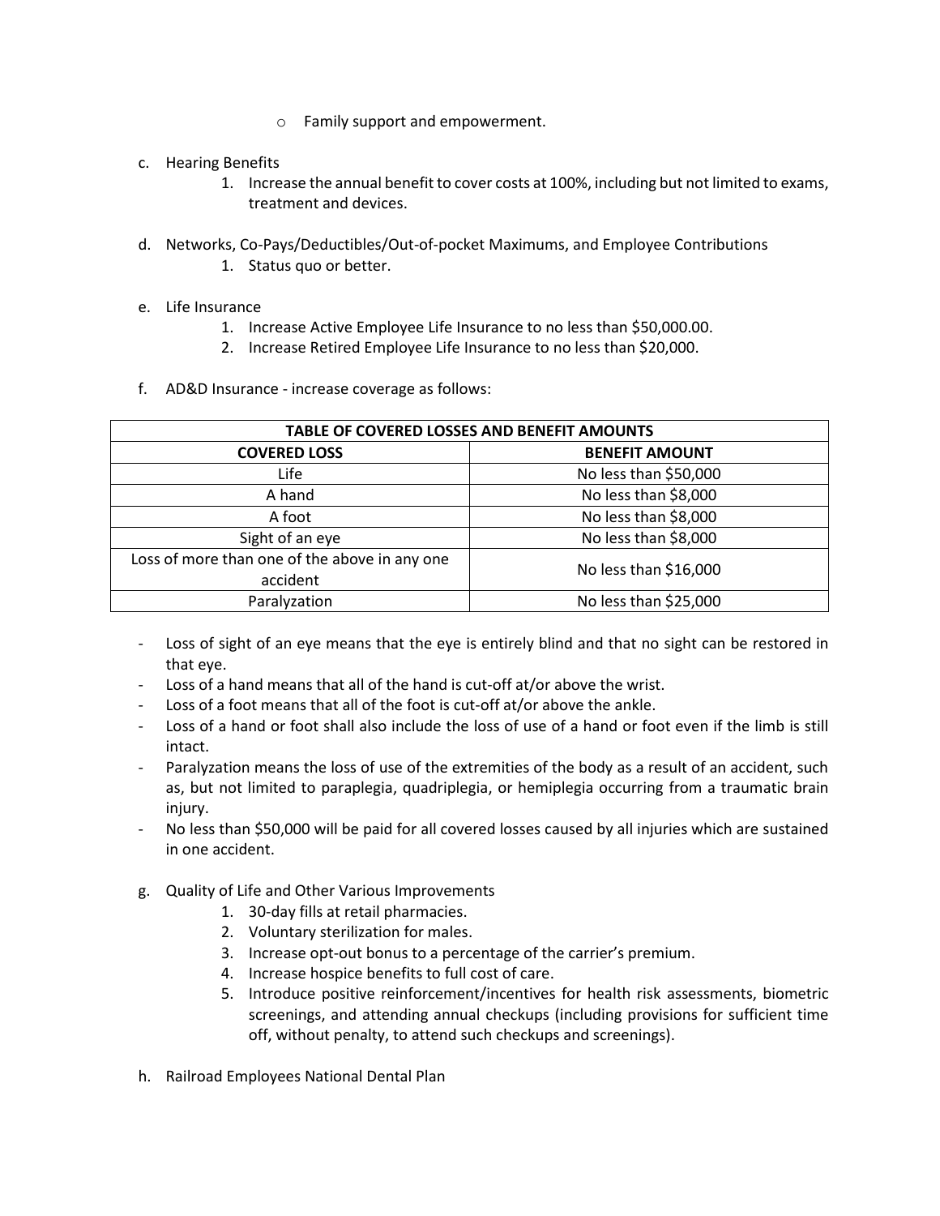- Family support and empowerment.

c. Hearing Benefits
   1. Increase the annual benefit to cover costs at 100%, including but not limited to exams, treatment and devices.

d. Networks, Co-Pays/Deductibles/Out-of-pocket Maximums, and Employee Contributions
   1. Status quo or better.

e. Life Insurance
   1. Increase Active Employee Life Insurance to no less than $50,000.00.
   2. Increase Retired Employee Life Insurance to no less than $20,000.

f. AD&D Insurance - increase coverage as follows:

| TABLE OF COVERED LOSSES AND BENEFIT AMOUNTS | |
|---|---|
| **COVERED LOSS** | **BENEFIT AMOUNT** |
| Life | No less than $50,000 |
| A hand | No less than $8,000 |
| A foot | No less than $8,000 |
| Sight of an eye | No less than $8,000 |
| Loss of more than one of the above in any one accident | No less than $16,000 |
| Paralyzation | No less than $25,000 |

- Loss of sight of an eye means that the eye is entirely blind and that no sight can be restored in that eye.
- Loss of a hand means that all of the hand is cut-off at/or above the wrist.
- Loss of a foot means that all of the foot is cut-off at/or above the ankle.
- Loss of a hand or foot shall also include the loss of use of a hand or foot even if the limb is still intact.
- Paralyzation means the loss of use of the extremities of the body as a result of an accident, such as, but not limited to paraplegia, quadriplegia, or hemiplegia occurring from a traumatic brain injury.
- No less than $50,000 will be paid for all covered losses caused by all injuries which are sustained in one accident.

g. Quality of Life and Other Various Improvements
   1. 30-day fills at retail pharmacies.
   2. Voluntary sterilization for males.
   3. Increase opt-out bonus to a percentage of the carrier's premium.
   4. Increase hospice benefits to full cost of care.
   5. Introduce positive reinforcement/incentives for health risk assessments, biometric screenings, and attending annual checkups (including provisions for sufficient time off, without penalty, to attend such checkups and screenings).

h. Railroad Employees National Dental Plan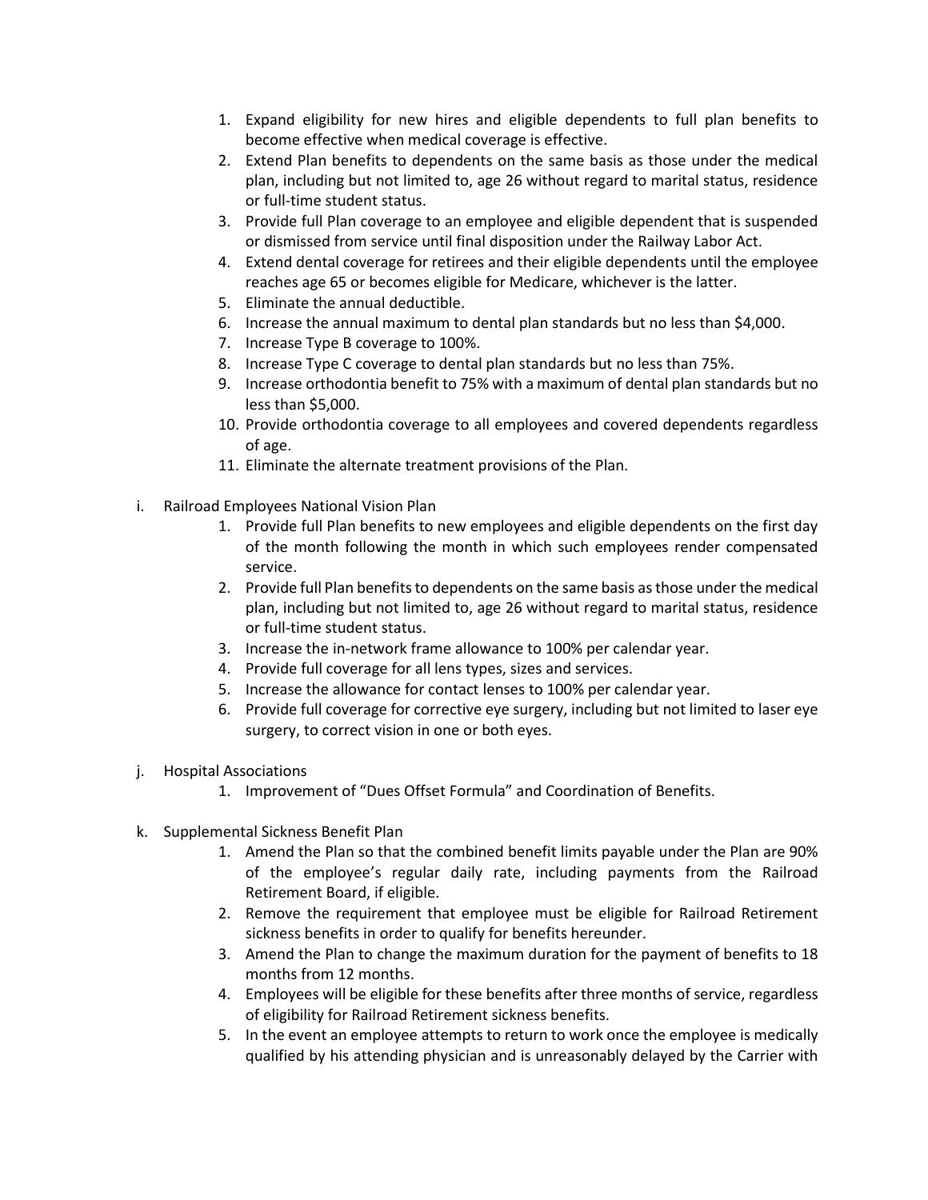1. Expand eligibility for new hires and eligible dependents to full plan benefits to become effective when medical coverage is effective.
2. Extend Plan benefits to dependents on the same basis as those under the medical plan, including but not limited to, age 26 without regard to marital status, residence or full-time student status.
3. Provide full Plan coverage to an employee and eligible dependent that is suspended or dismissed from service until final disposition under the Railway Labor Act.
4. Extend dental coverage for retirees and their eligible dependents until the employee reaches age 65 or becomes eligible for Medicare, whichever is the latter.
5. Eliminate the annual deductible.
6. Increase the annual maximum to dental plan standards but no less than $4,000.
7. Increase Type B coverage to 100%.
8. Increase Type C coverage to dental plan standards but no less than 75%.
9. Increase orthodontia benefit to 75% with a maximum of dental plan standards but no less than $5,000.
10. Provide orthodontia coverage to all employees and covered dependents regardless of age.
11. Eliminate the alternate treatment provisions of the Plan.

i. Railroad Employees National Vision Plan
   1. Provide full Plan benefits to new employees and eligible dependents on the first day of the month following the month in which such employees render compensated service.
   2. Provide full Plan benefits to dependents on the same basis as those under the medical plan, including but not limited to, age 26 without regard to marital status, residence or full-time student status.
   3. Increase the in-network frame allowance to 100% per calendar year.
   4. Provide full coverage for all lens types, sizes and services.
   5. Increase the allowance for contact lenses to 100% per calendar year.
   6. Provide full coverage for corrective eye surgery, including but not limited to laser eye surgery, to correct vision in one or both eyes.

j. Hospital Associations
   1. Improvement of "Dues Offset Formula" and Coordination of Benefits.

k. Supplemental Sickness Benefit Plan
   1. Amend the Plan so that the combined benefit limits payable under the Plan are 90% of the employee's regular daily rate, including payments from the Railroad Retirement Board, if eligible.
   2. Remove the requirement that employee must be eligible for Railroad Retirement sickness benefits in order to qualify for benefits hereunder.
   3. Amend the Plan to change the maximum duration for the payment of benefits to 18 months from 12 months.
   4. Employees will be eligible for these benefits after three months of service, regardless of eligibility for Railroad Retirement sickness benefits.
   5. In the event an employee attempts to return to work once the employee is medically qualified by his attending physician and is unreasonably delayed by the Carrier with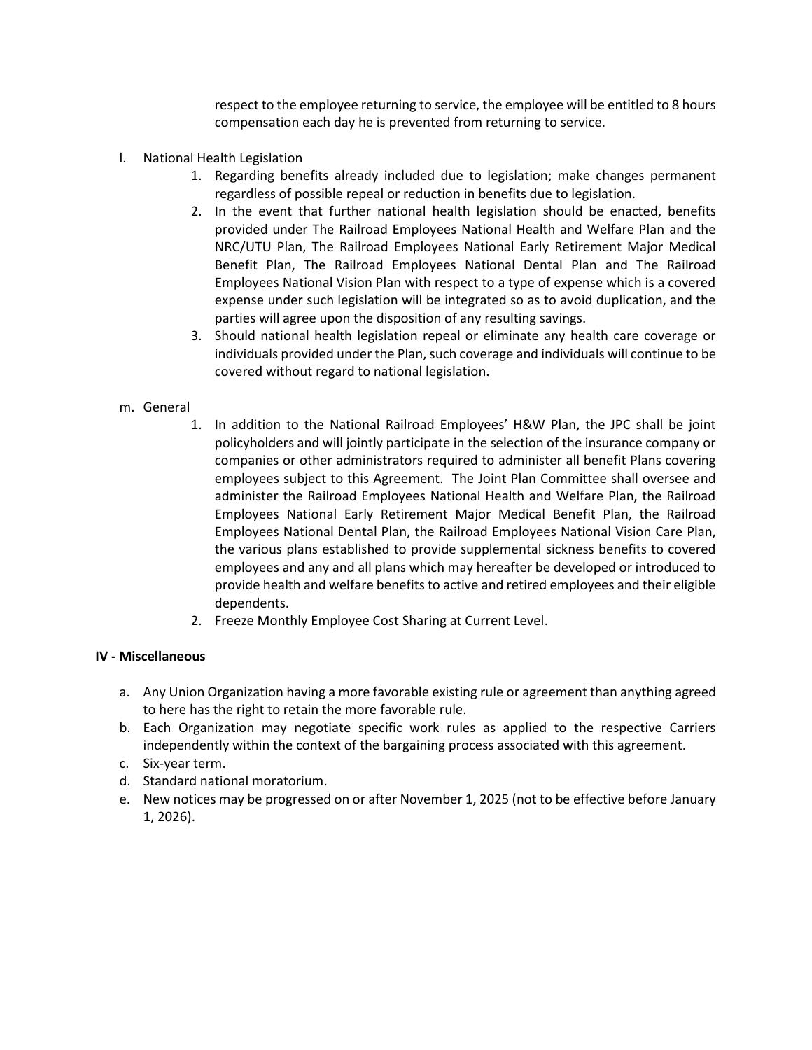respect to the employee returning to service, the employee will be entitled to 8 hours compensation each day he is prevented from returning to service.

l. National Health Legislation
   1. Regarding benefits already included due to legislation; make changes permanent regardless of possible repeal or reduction in benefits due to legislation.
   2. In the event that further national health legislation should be enacted, benefits provided under The Railroad Employees National Health and Welfare Plan and the NRC/UTU Plan, The Railroad Employees National Early Retirement Major Medical Benefit Plan, The Railroad Employees National Dental Plan and The Railroad Employees National Vision Plan with respect to a type of expense which is a covered expense under such legislation will be integrated so as to avoid duplication, and the parties will agree upon the disposition of any resulting savings.
   3. Should national health legislation repeal or eliminate any health care coverage or individuals provided under the Plan, such coverage and individuals will continue to be covered without regard to national legislation.

m. General
   1. In addition to the National Railroad Employees' H&W Plan, the JPC shall be joint policyholders and will jointly participate in the selection of the insurance company or companies or other administrators required to administer all benefit Plans covering employees subject to this Agreement. The Joint Plan Committee shall oversee and administer the Railroad Employees National Health and Welfare Plan, the Railroad Employees National Early Retirement Major Medical Benefit Plan, the Railroad Employees National Dental Plan, the Railroad Employees National Vision Care Plan, the various plans established to provide supplemental sickness benefits to covered employees and any and all plans which may hereafter be developed or introduced to provide health and welfare benefits to active and retired employees and their eligible dependents.
   2. Freeze Monthly Employee Cost Sharing at Current Level.

**IV - Miscellaneous**

a. Any Union Organization having a more favorable existing rule or agreement than anything agreed to here has the right to retain the more favorable rule.
b. Each Organization may negotiate specific work rules as applied to the respective Carriers independently within the context of the bargaining process associated with this agreement.
c. Six-year term.
d. Standard national moratorium.
e. New notices may be progressed on or after November 1, 2025 (not to be effective before January 1, 2026).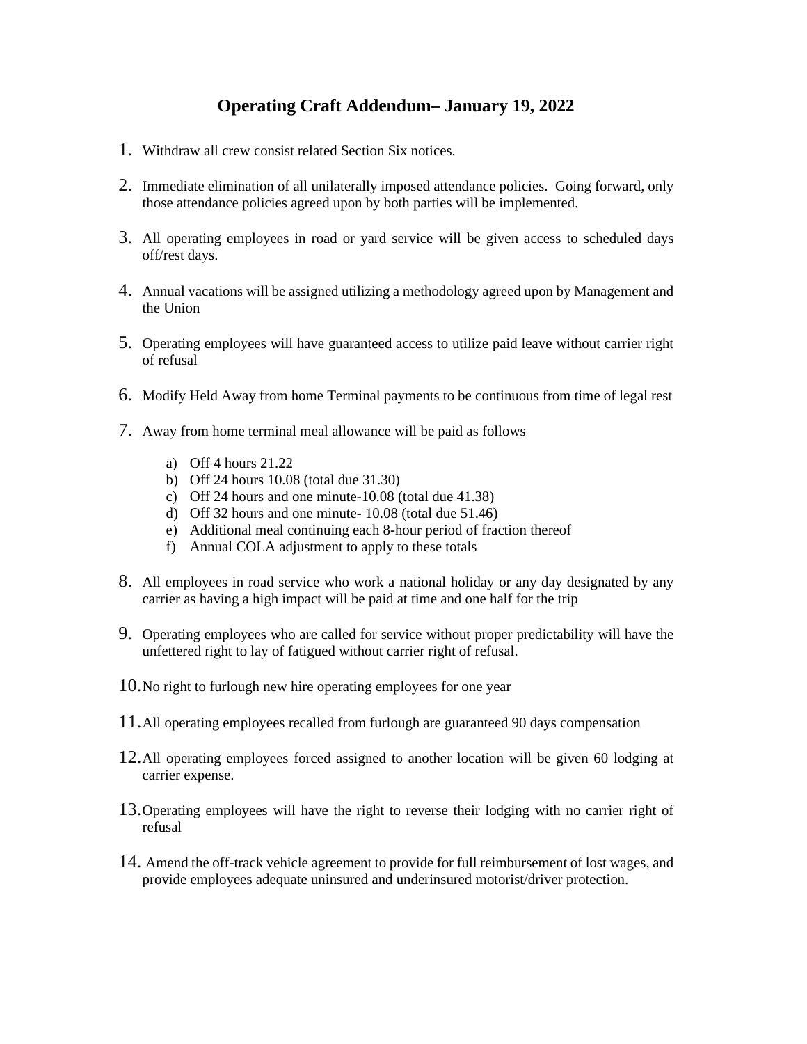# Operating Craft Addendum– January 19, 2022

1. Withdraw all crew consist related Section Six notices.

2. Immediate elimination of all unilaterally imposed attendance policies. Going forward, only those attendance policies agreed upon by both parties will be implemented.

3. All operating employees in road or yard service will be given access to scheduled days off/rest days.

4. Annual vacations will be assigned utilizing a methodology agreed upon by Management and the Union

5. Operating employees will have guaranteed access to utilize paid leave without carrier right of refusal

6. Modify Held Away from home Terminal payments to be continuous from time of legal rest

7. Away from home terminal meal allowance will be paid as follows

   a) Off 4 hours 21.22
   b) Off 24 hours 10.08 (total due 31.30)
   c) Off 24 hours and one minute-10.08 (total due 41.38)
   d) Off 32 hours and one minute- 10.08 (total due 51.46)
   e) Additional meal continuing each 8-hour period of fraction thereof
   f) Annual COLA adjustment to apply to these totals

8. All employees in road service who work a national holiday or any day designated by any carrier as having a high impact will be paid at time and one half for the trip

9. Operating employees who are called for service without proper predictability will have the unfettered right to lay of fatigued without carrier right of refusal.

10. No right to furlough new hire operating employees for one year

11. All operating employees recalled from furlough are guaranteed 90 days compensation

12. All operating employees forced assigned to another location will be given 60 lodging at carrier expense.

13. Operating employees will have the right to reverse their lodging with no carrier right of refusal

14. Amend the off-track vehicle agreement to provide for full reimbursement of lost wages, and provide employees adequate uninsured and underinsured motorist/driver protection.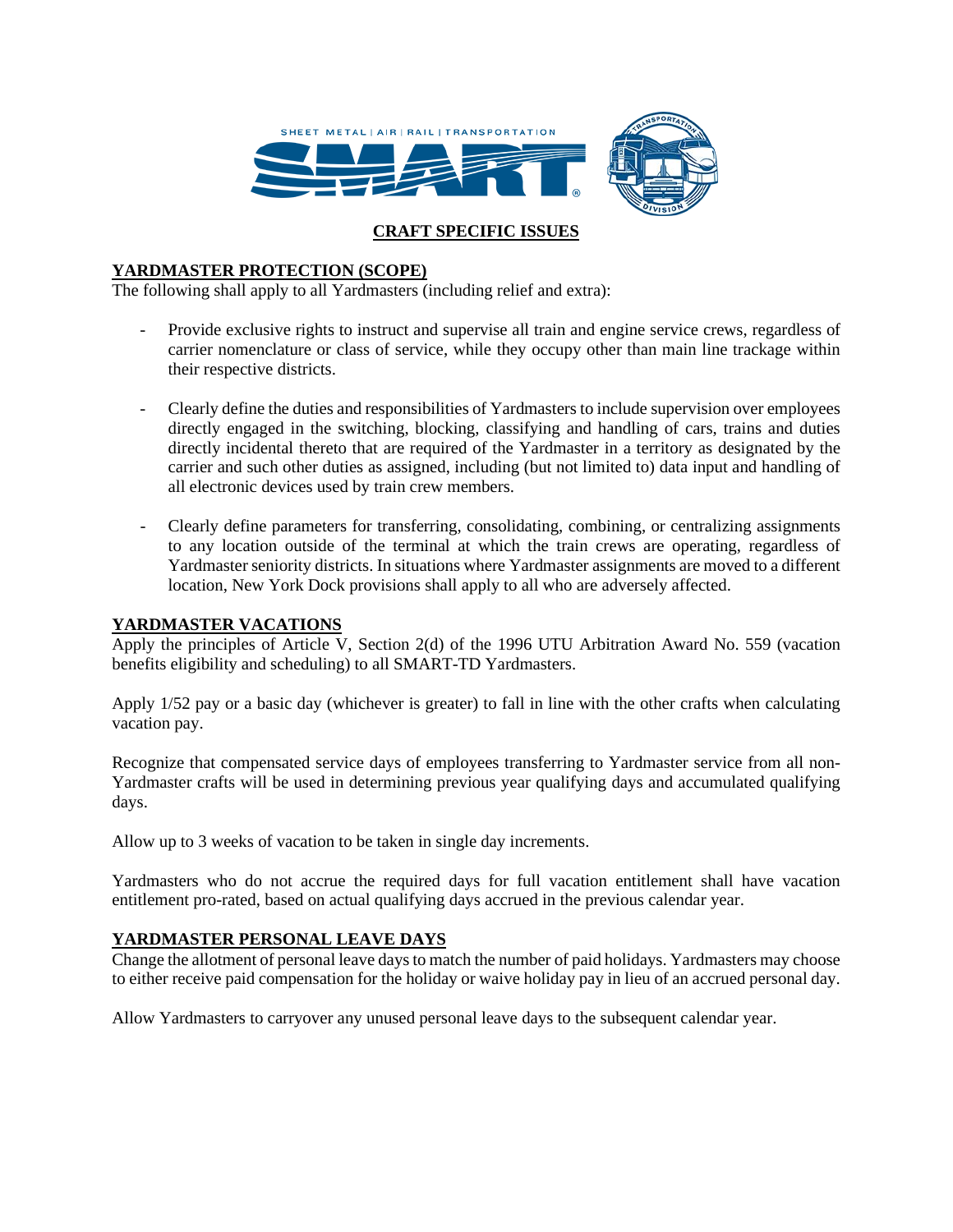## CRAFT SPECIFIC ISSUES

### YARDMASTER PROTECTION (SCOPE)

The following shall apply to all Yardmasters (including relief and extra):

- Provide exclusive rights to instruct and supervise all train and engine service crews, regardless of carrier nomenclature or class of service, while they occupy other than main line trackage within their respective districts.

- Clearly define the duties and responsibilities of Yardmasters to include supervision over employees directly engaged in the switching, blocking, classifying and handling of cars, trains and duties directly incidental thereto that are required of the Yardmaster in a territory as designated by the carrier and such other duties as assigned, including (but not limited to) data input and handling of all electronic devices used by train crew members.

- Clearly define parameters for transferring, consolidating, combining, or centralizing assignments to any location outside of the terminal at which the train crews are operating, regardless of Yardmaster seniority districts. In situations where Yardmaster assignments are moved to a different location, New York Dock provisions shall apply to all who are adversely affected.

### YARDMASTER VACATIONS

Apply the principles of Article V, Section 2(d) of the 1996 UTU Arbitration Award No. 559 (vacation benefits eligibility and scheduling) to all SMART-TD Yardmasters.

Apply 1/52 pay or a basic day (whichever is greater) to fall in line with the other crafts when calculating vacation pay.

Recognize that compensated service days of employees transferring to Yardmaster service from all non-Yardmaster crafts will be used in determining previous year qualifying days and accumulated qualifying days.

Allow up to 3 weeks of vacation to be taken in single day increments.

Yardmasters who do not accrue the required days for full vacation entitlement shall have vacation entitlement pro-rated, based on actual qualifying days accrued in the previous calendar year.

### YARDMASTER PERSONAL LEAVE DAYS

Change the allotment of personal leave days to match the number of paid holidays. Yardmasters may choose to either receive paid compensation for the holiday or waive holiday pay in lieu of an accrued personal day.

Allow Yardmasters to carryover any unused personal leave days to the subsequent calendar year.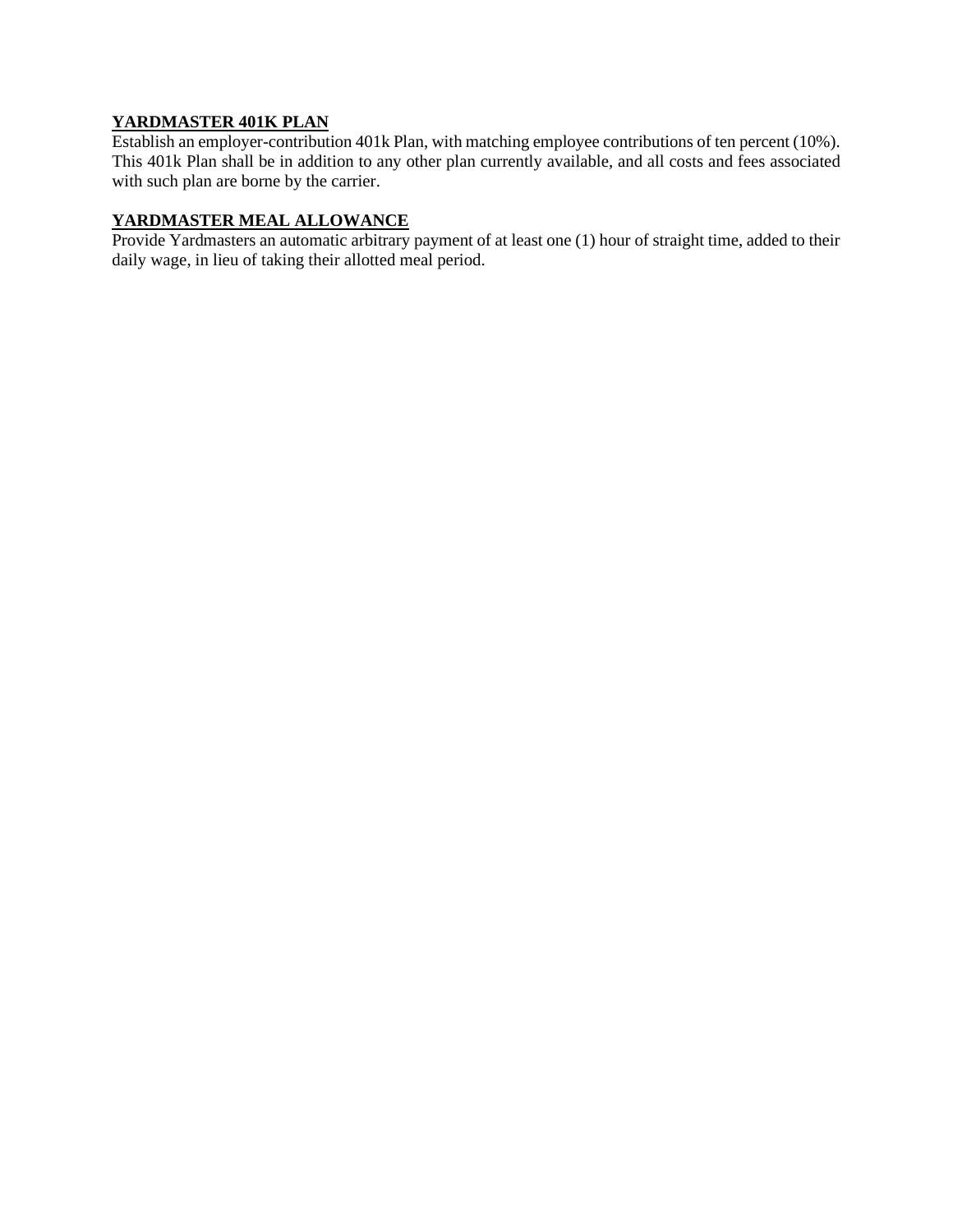**YARDMASTER 401K PLAN**

Establish an employer-contribution 401k Plan, with matching employee contributions of ten percent (10%). This 401k Plan shall be in addition to any other plan currently available, and all costs and fees associated with such plan are borne by the carrier.

**YARDMASTER MEAL ALLOWANCE**

Provide Yardmasters an automatic arbitrary payment of at least one (1) hour of straight time, added to their daily wage, in lieu of taking their allotted meal period.